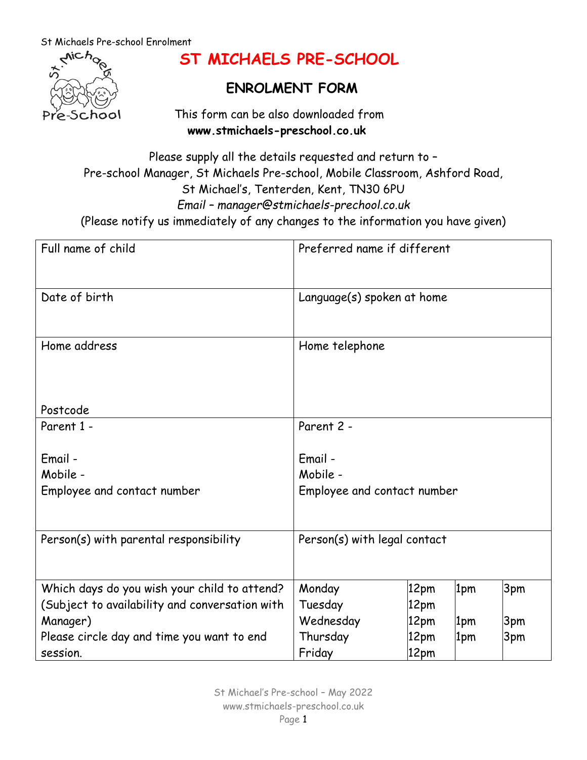# ST MICHAELS PRE-SCHOOL

## ENROLMENT FORM

This form can be also downloaded from
**www.stmichaels-preschool.co.uk**

Please supply all the details requested and return to –
Pre-school Manager, St Michaels Pre-school, Mobile Classroom, Ashford Road,
St Michael's, Tenterden, Kent, TN30 6PU
*Email – manager@stmichaels-prechool.co.uk*
(Please notify us immediately of any changes to the information you have given)

| Full name of child | Preferred name if different | | | |
|---|---|---|---|---|
| Date of birth | Language(s) spoken at home | | | |
| Home address<br><br>Postcode | Home telephone | | | |
| Parent 1 -<br><br>Email -<br>Mobile -<br>Employee and contact number | Parent 2 -<br><br>Email -<br>Mobile -<br>Employee and contact number | | | |
| Person(s) with parental responsibility | Person(s) with legal contact | | | |
| Which days do you wish your child to attend? (Subject to availability and conversation with Manager)<br>Please circle day and time you want to end session. | Monday | 12pm | 1pm | 3pm |
| | Tuesday | 12pm | | |
| | Wednesday | 12pm | 1pm | 3pm |
| | Thursday | 12pm | 1pm | 3pm |
| | Friday | 12pm | | |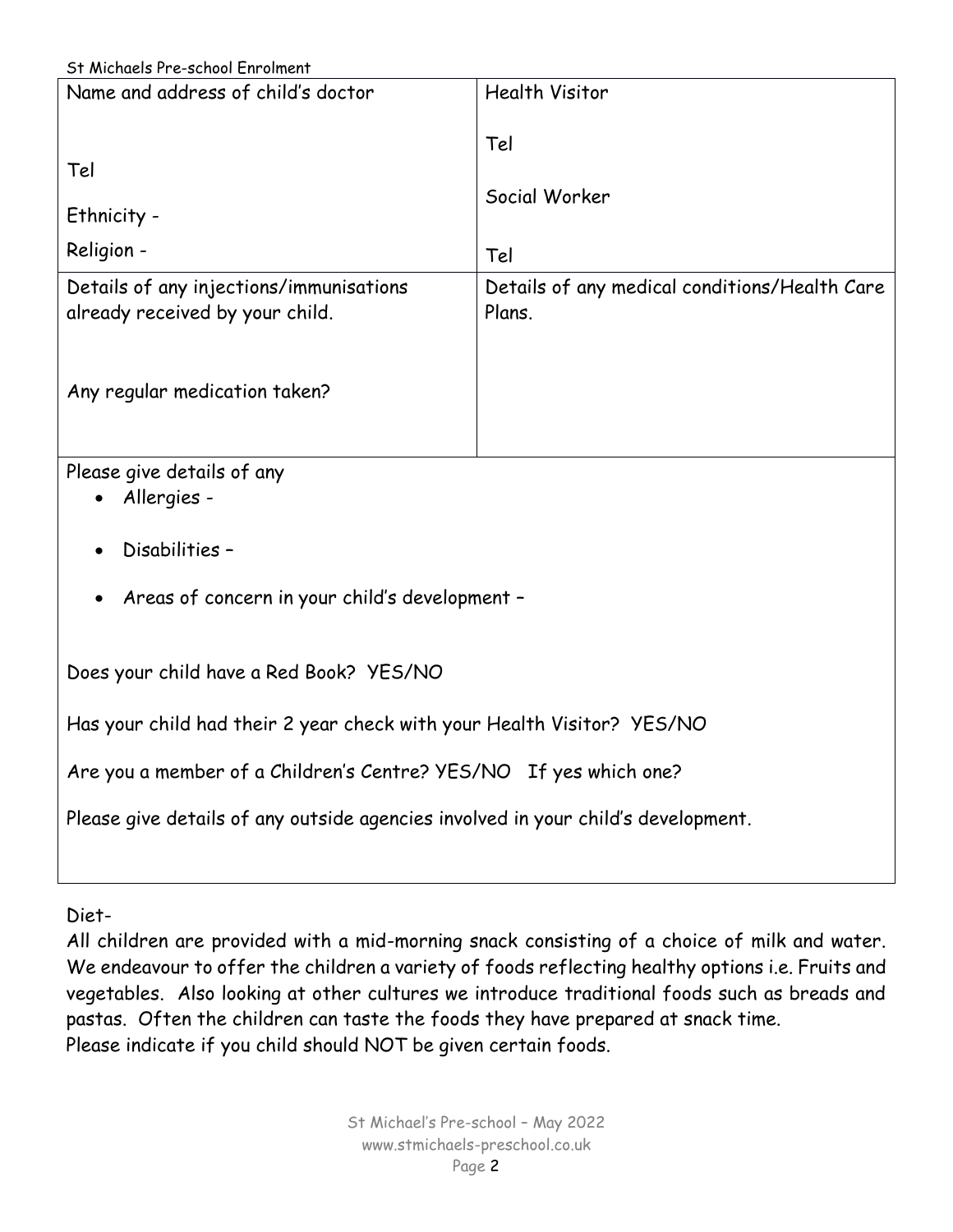| Name and address of child's doctor<br><br>Tel<br><br>Ethnicity -<br><br>Religion - | Health Visitor<br><br>Tel<br><br>Social Worker<br><br>Tel |
|---|---|
| Details of any injections/immunisations already received by your child.<br><br>Any regular medication taken? | Details of any medical conditions/Health Care Plans. |

Please give details of any

- Allergies -
- Disabilities –
- Areas of concern in your child's development –

Does your child have a Red Book? YES/NO

Has your child had their 2 year check with your Health Visitor? YES/NO

Are you a member of a Children's Centre? YES/NO If yes which one?

Please give details of any outside agencies involved in your child's development.

Diet-

All children are provided with a mid-morning snack consisting of a choice of milk and water. We endeavour to offer the children a variety of foods reflecting healthy options i.e. Fruits and vegetables. Also looking at other cultures we introduce traditional foods such as breads and pastas. Often the children can taste the foods they have prepared at snack time.

Please indicate if you child should NOT be given certain foods.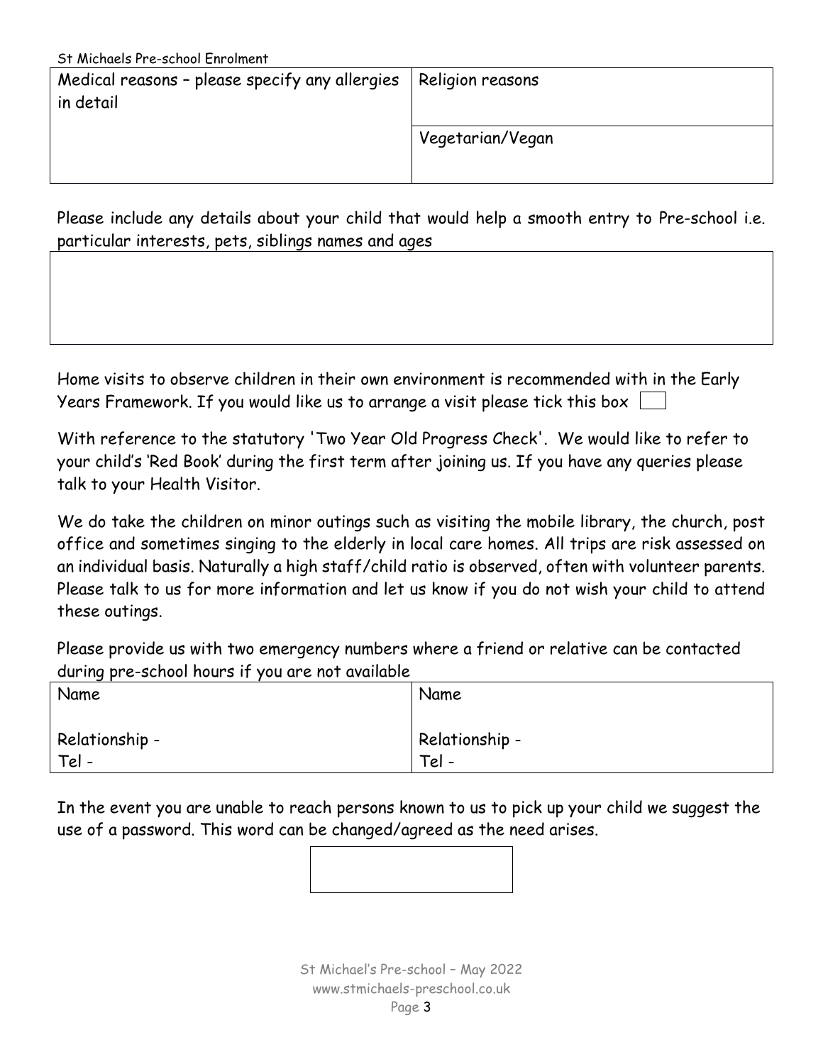| Medical reasons – please specify any allergies in detail | Religion reasons |
| --- | --- |
| | Vegetarian/Vegan |

Please include any details about your child that would help a smooth entry to Pre-school i.e. particular interests, pets, siblings names and ages

Home visits to observe children in their own environment is recommended with in the Early Years Framework. If you would like us to arrange a visit please tick this box ☐

With reference to the statutory 'Two Year Old Progress Check'. We would like to refer to your child's 'Red Book' during the first term after joining us. If you have any queries please talk to your Health Visitor.

We do take the children on minor outings such as visiting the mobile library, the church, post office and sometimes singing to the elderly in local care homes. All trips are risk assessed on an individual basis. Naturally a high staff/child ratio is observed, often with volunteer parents. Please talk to us for more information and let us know if you do not wish your child to attend these outings.

Please provide us with two emergency numbers where a friend or relative can be contacted during pre-school hours if you are not available

| Name | Name |
| --- | --- |
| Relationship -<br>Tel - | Relationship -<br>Tel - |

In the event you are unable to reach persons known to us to pick up your child we suggest the use of a password. This word can be changed/agreed as the need arises.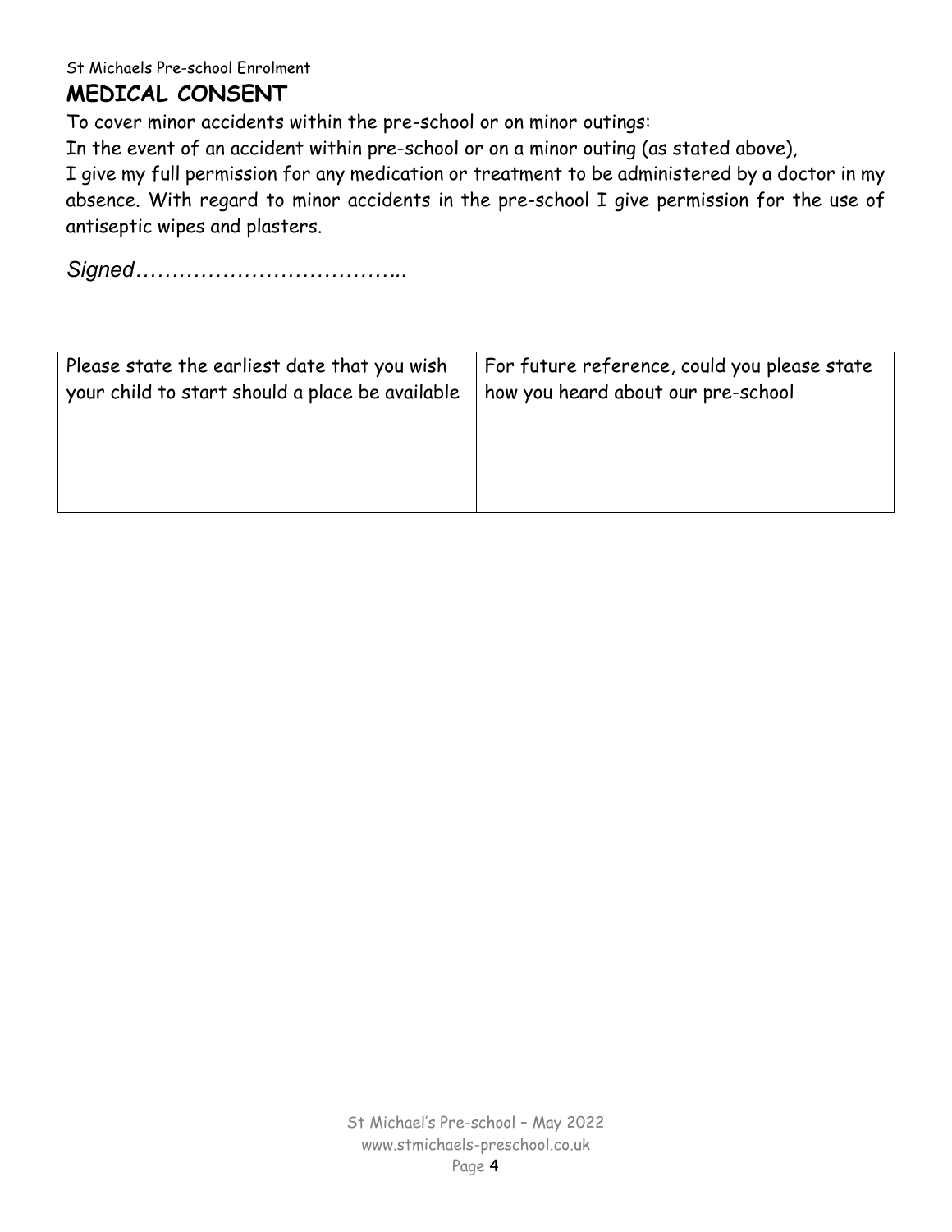St Michaels Pre-school Enrolment

## MEDICAL CONSENT

To cover minor accidents within the pre-school or on minor outings:

In the event of an accident within pre-school or on a minor outing (as stated above),

I give my full permission for any medication or treatment to be administered by a doctor in my absence. With regard to minor accidents in the pre-school I give permission for the use of antiseptic wipes and plasters.

*Signed………………………………..*

| Please state the earliest date that you wish your child to start should a place be available | For future reference, could you please state how you heard about our pre-school |
| --- | --- |
| | |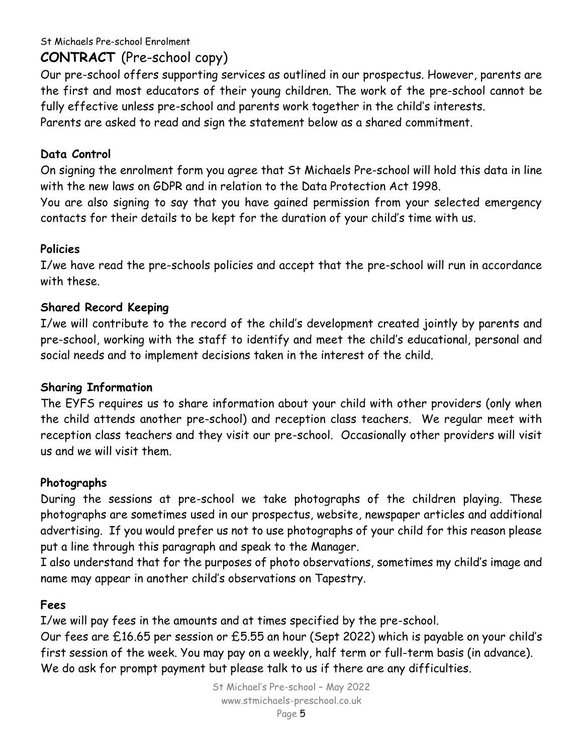St Michaels Pre-school Enrolment

# **CONTRACT** (Pre-school copy)

Our pre-school offers supporting services as outlined in our prospectus. However, parents are the first and most educators of their young children. The work of the pre-school cannot be fully effective unless pre-school and parents work together in the child's interests.
Parents are asked to read and sign the statement below as a shared commitment.

**Data Control**

On signing the enrolment form you agree that St Michaels Pre-school will hold this data in line with the new laws on GDPR and in relation to the Data Protection Act 1998.
You are also signing to say that you have gained permission from your selected emergency contacts for their details to be kept for the duration of your child's time with us.

**Policies**

I/we have read the pre-schools policies and accept that the pre-school will run in accordance with these.

**Shared Record Keeping**

I/we will contribute to the record of the child's development created jointly by parents and pre-school, working with the staff to identify and meet the child's educational, personal and social needs and to implement decisions taken in the interest of the child.

**Sharing Information**

The EYFS requires us to share information about your child with other providers (only when the child attends another pre-school) and reception class teachers. We regular meet with reception class teachers and they visit our pre-school. Occasionally other providers will visit us and we will visit them.

**Photographs**

During the sessions at pre-school we take photographs of the children playing. These photographs are sometimes used in our prospectus, website, newspaper articles and additional advertising. If you would prefer us not to use photographs of your child for this reason please put a line through this paragraph and speak to the Manager.
I also understand that for the purposes of photo observations, sometimes my child's image and name may appear in another child's observations on Tapestry.

**Fees**

I/we will pay fees in the amounts and at times specified by the pre-school.
Our fees are £16.65 per session or £5.55 an hour (Sept 2022) which is payable on your child's first session of the week. You may pay on a weekly, half term or full-term basis (in advance).
We do ask for prompt payment but please talk to us if there are any difficulties.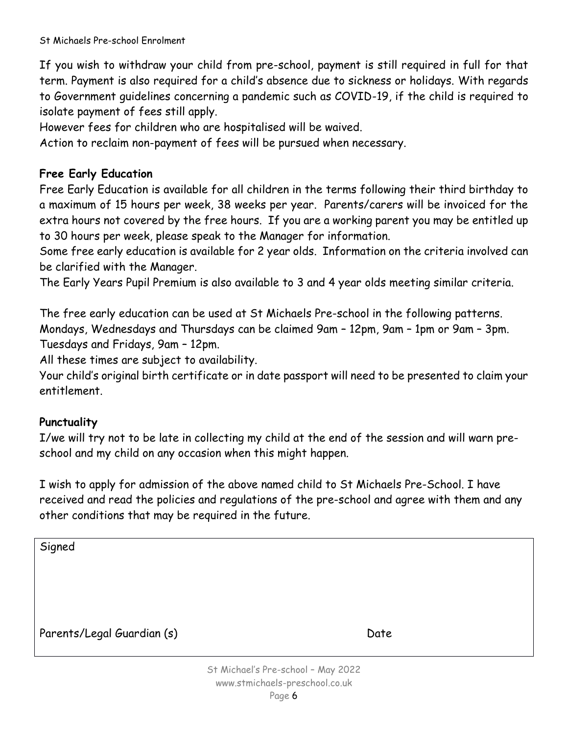If you wish to withdraw your child from pre-school, payment is still required in full for that term. Payment is also required for a child's absence due to sickness or holidays. With regards to Government guidelines concerning a pandemic such as COVID-19, if the child is required to isolate payment of fees still apply.

However fees for children who are hospitalised will be waived.

Action to reclaim non-payment of fees will be pursued when necessary.

**Free Early Education**

Free Early Education is available for all children in the terms following their third birthday to a maximum of 15 hours per week, 38 weeks per year. Parents/carers will be invoiced for the extra hours not covered by the free hours. If you are a working parent you may be entitled up to 30 hours per week, please speak to the Manager for information.

Some free early education is available for 2 year olds. Information on the criteria involved can be clarified with the Manager.

The Early Years Pupil Premium is also available to 3 and 4 year olds meeting similar criteria.

The free early education can be used at St Michaels Pre-school in the following patterns.

Mondays, Wednesdays and Thursdays can be claimed 9am – 12pm, 9am – 1pm or 9am – 3pm.

Tuesdays and Fridays, 9am – 12pm.

All these times are subject to availability.

Your child's original birth certificate or in date passport will need to be presented to claim your entitlement.

**Punctuality**

I/we will try not to be late in collecting my child at the end of the session and will warn pre-school and my child on any occasion when this might happen.

I wish to apply for admission of the above named child to St Michaels Pre-School. I have received and read the policies and regulations of the pre-school and agree with them and any other conditions that may be required in the future.

| Signed | |
|---|---|
| Parents/Legal Guardian (s) | Date |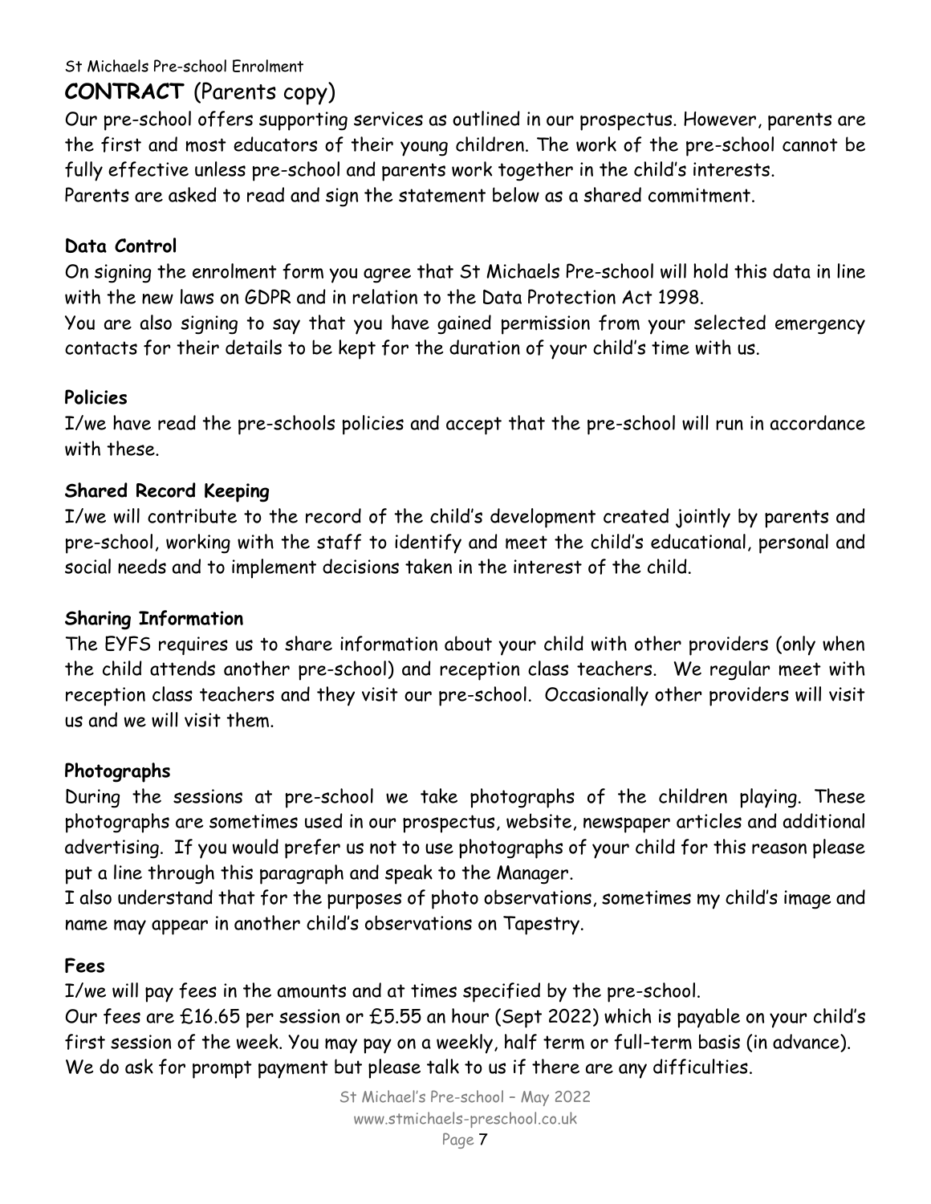St Michaels Pre-school Enrolment

# **CONTRACT** (Parents copy)

Our pre-school offers supporting services as outlined in our prospectus. However, parents are the first and most educators of their young children. The work of the pre-school cannot be fully effective unless pre-school and parents work together in the child's interests.
Parents are asked to read and sign the statement below as a shared commitment.

## Data Control

On signing the enrolment form you agree that St Michaels Pre-school will hold this data in line with the new laws on GDPR and in relation to the Data Protection Act 1998.
You are also signing to say that you have gained permission from your selected emergency contacts for their details to be kept for the duration of your child's time with us.

## Policies

I/we have read the pre-schools policies and accept that the pre-school will run in accordance with these.

## Shared Record Keeping

I/we will contribute to the record of the child's development created jointly by parents and pre-school, working with the staff to identify and meet the child's educational, personal and social needs and to implement decisions taken in the interest of the child.

## Sharing Information

The EYFS requires us to share information about your child with other providers (only when the child attends another pre-school) and reception class teachers. We regular meet with reception class teachers and they visit our pre-school. Occasionally other providers will visit us and we will visit them.

## Photographs

During the sessions at pre-school we take photographs of the children playing. These photographs are sometimes used in our prospectus, website, newspaper articles and additional advertising. If you would prefer us not to use photographs of your child for this reason please put a line through this paragraph and speak to the Manager.
I also understand that for the purposes of photo observations, sometimes my child's image and name may appear in another child's observations on Tapestry.

## Fees

I/we will pay fees in the amounts and at times specified by the pre-school.
Our fees are £16.65 per session or £5.55 an hour (Sept 2022) which is payable on your child's first session of the week. You may pay on a weekly, half term or full-term basis (in advance).
We do ask for prompt payment but please talk to us if there are any difficulties.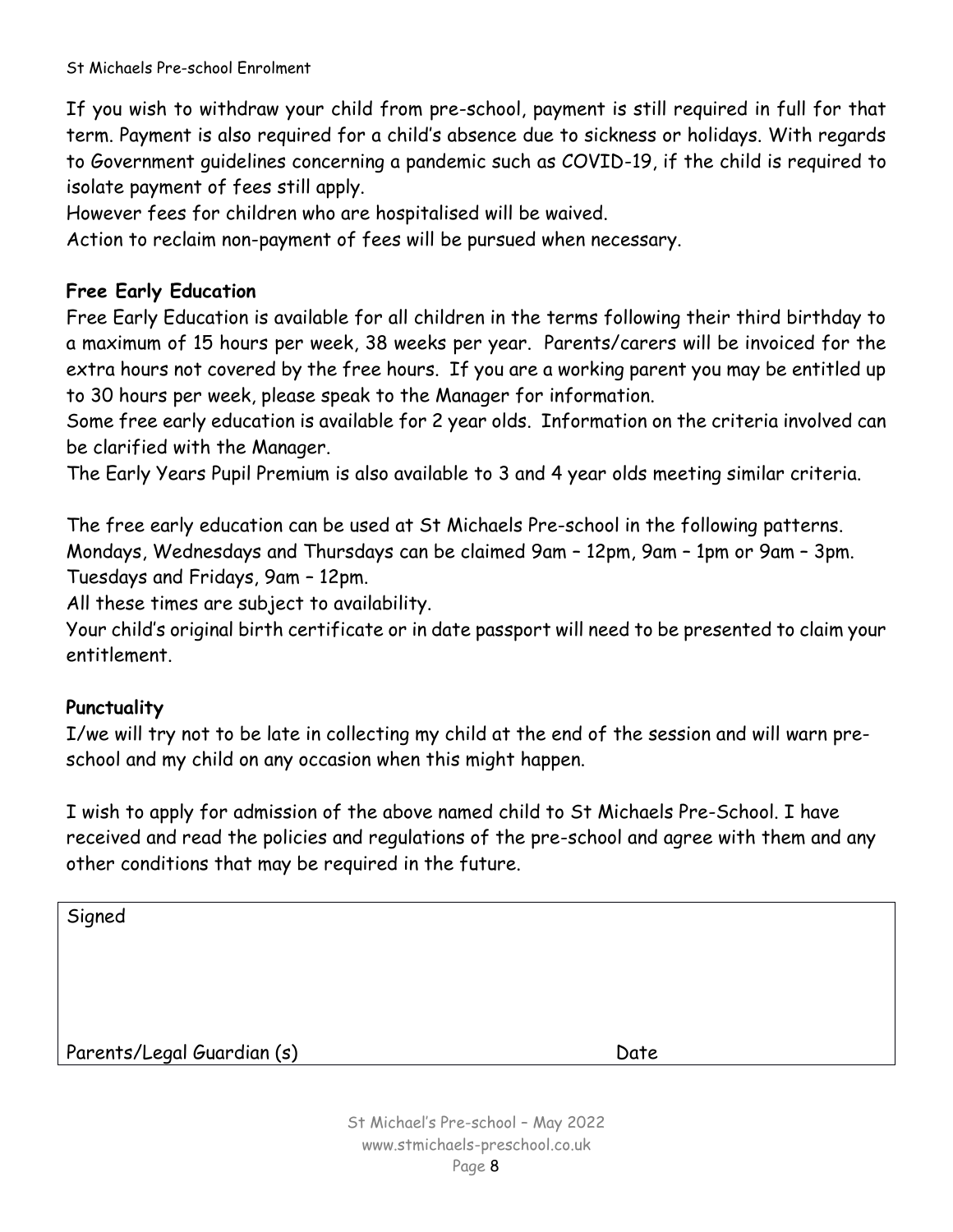If you wish to withdraw your child from pre-school, payment is still required in full for that term. Payment is also required for a child's absence due to sickness or holidays. With regards to Government guidelines concerning a pandemic such as COVID-19, if the child is required to isolate payment of fees still apply.

However fees for children who are hospitalised will be waived.

Action to reclaim non-payment of fees will be pursued when necessary.

**Free Early Education**

Free Early Education is available for all children in the terms following their third birthday to a maximum of 15 hours per week, 38 weeks per year. Parents/carers will be invoiced for the extra hours not covered by the free hours. If you are a working parent you may be entitled up to 30 hours per week, please speak to the Manager for information.

Some free early education is available for 2 year olds. Information on the criteria involved can be clarified with the Manager.

The Early Years Pupil Premium is also available to 3 and 4 year olds meeting similar criteria.

The free early education can be used at St Michaels Pre-school in the following patterns.

Mondays, Wednesdays and Thursdays can be claimed 9am – 12pm, 9am – 1pm or 9am – 3pm.

Tuesdays and Fridays, 9am – 12pm.

All these times are subject to availability.

Your child's original birth certificate or in date passport will need to be presented to claim your entitlement.

**Punctuality**

I/we will try not to be late in collecting my child at the end of the session and will warn pre-school and my child on any occasion when this might happen.

I wish to apply for admission of the above named child to St Michaels Pre-School. I have received and read the policies and regulations of the pre-school and agree with them and any other conditions that may be required in the future.

| | |
|---|---|
| Signed | |
| Parents/Legal Guardian (s) | Date |

St Michael's Pre-school – May 2022
www.stmichaels-preschool.co.uk